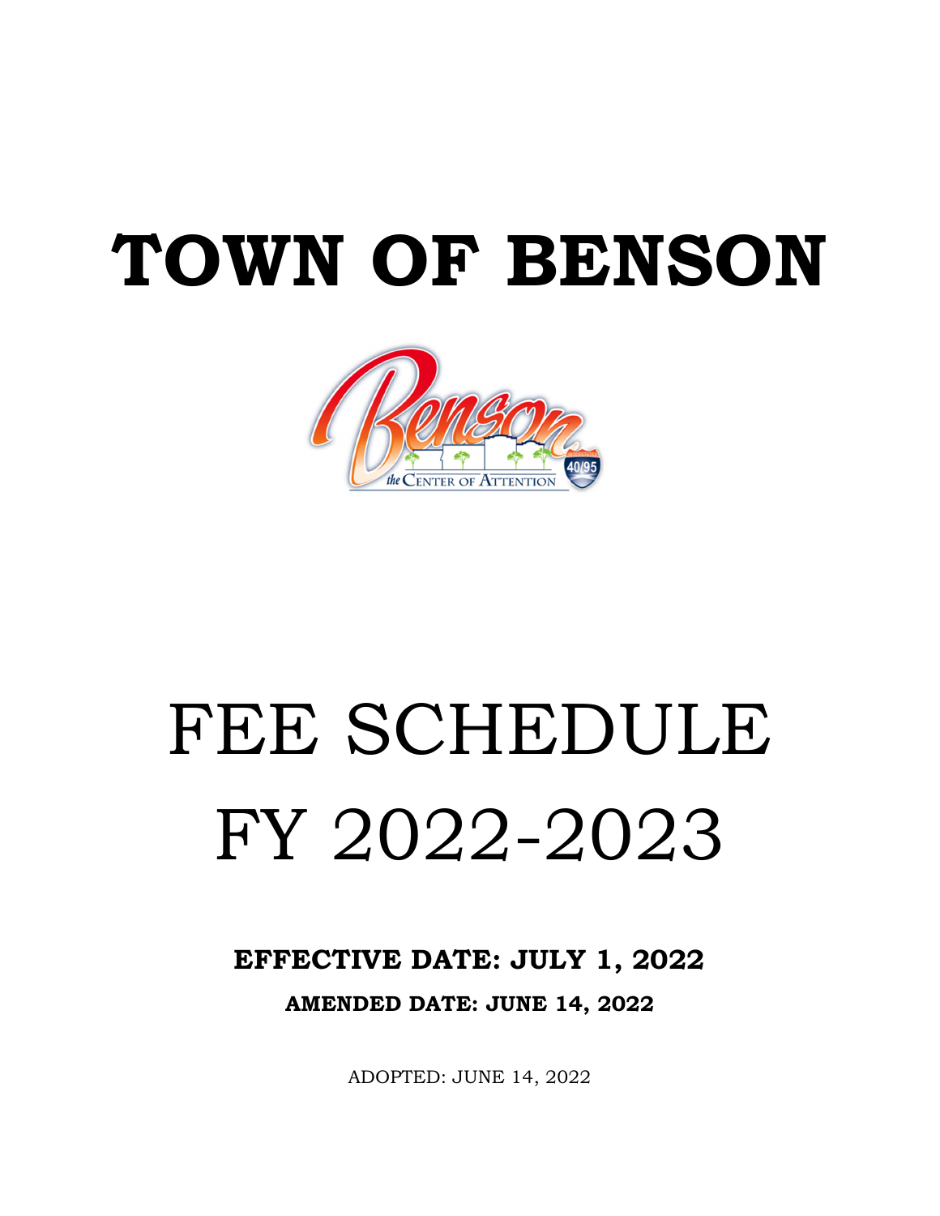# TOWN OF BENSON

# FEE SCHEDULE
# FY 2022-2023

**EFFECTIVE DATE: JULY 1, 2022**

**AMENDED DATE: JUNE 14, 2022**

ADOPTED: JUNE 14, 2022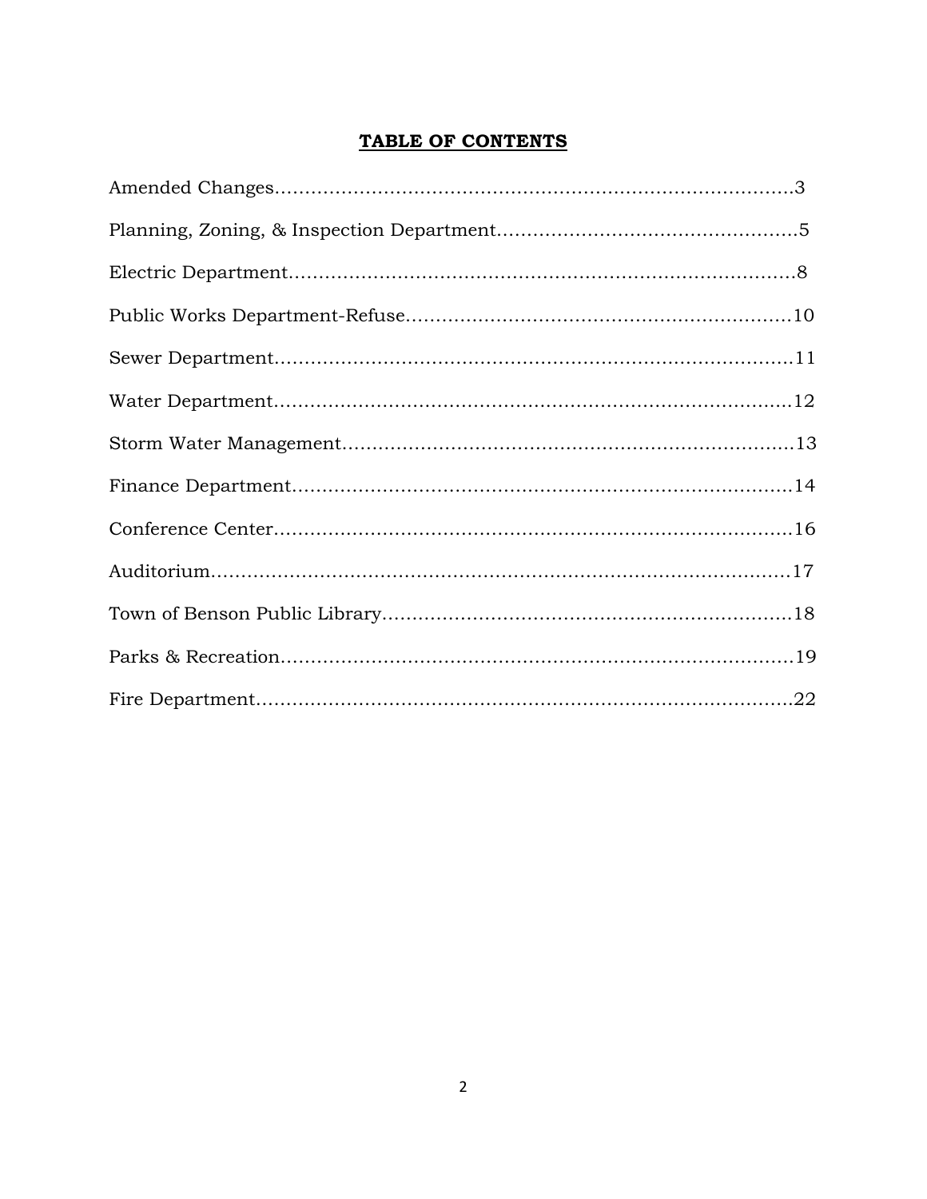# TABLE OF CONTENTS

Amended Changes……………………………………………………………………………3

Planning, Zoning, & Inspection Department……………………………………………5

Electric Department…………………………………………………………………………8

Public Works Department-Refuse……………………………………………………10

Sewer Department…………………………………………………………………………11

Water Department…………………………………………………………………………12

Storm Water Management………………………………………………………………13

Finance Department………………………………………………………………………14

Conference Center…………………………………………………………………………16

Auditorium……………………………………………………………………………………17

Town of Benson Public Library…………………………………………………………18

Parks & Recreation………………………………………………………………………19

Fire Department……………………………………………………………………………22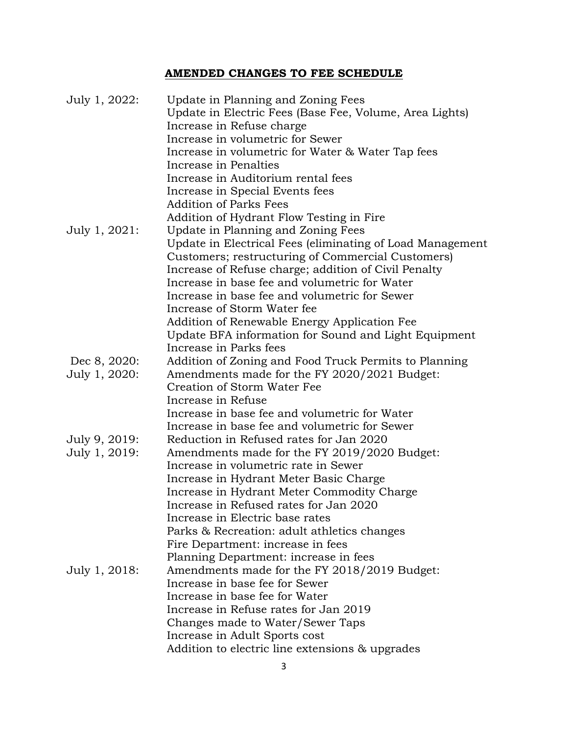## **AMENDED CHANGES TO FEE SCHEDULE**

July 1, 2022:
- Update in Planning and Zoning Fees
- Update in Electric Fees (Base Fee, Volume, Area Lights)
- Increase in Refuse charge
- Increase in volumetric for Sewer
- Increase in volumetric for Water & Water Tap fees
- Increase in Penalties
- Increase in Auditorium rental fees
- Increase in Special Events fees
- Addition of Parks Fees
- Addition of Hydrant Flow Testing in Fire

July 1, 2021:
- Update in Planning and Zoning Fees
- Update in Electrical Fees (eliminating of Load Management Customers; restructuring of Commercial Customers)
- Increase of Refuse charge; addition of Civil Penalty
- Increase in base fee and volumetric for Water
- Increase in base fee and volumetric for Sewer
- Increase of Storm Water fee
- Addition of Renewable Energy Application Fee
- Update BFA information for Sound and Light Equipment
- Increase in Parks fees

Dec 8, 2020:
- Addition of Zoning and Food Truck Permits to Planning

July 1, 2020:
- Amendments made for the FY 2020/2021 Budget:
- Creation of Storm Water Fee
- Increase in Refuse
- Increase in base fee and volumetric for Water
- Increase in base fee and volumetric for Sewer

July 9, 2019:
- Reduction in Refused rates for Jan 2020

July 1, 2019:
- Amendments made for the FY 2019/2020 Budget:
- Increase in volumetric rate in Sewer
- Increase in Hydrant Meter Basic Charge
- Increase in Hydrant Meter Commodity Charge
- Increase in Refused rates for Jan 2020
- Increase in Electric base rates
- Parks & Recreation: adult athletics changes
- Fire Department: increase in fees
- Planning Department: increase in fees

July 1, 2018:
- Amendments made for the FY 2018/2019 Budget:
- Increase in base fee for Sewer
- Increase in base fee for Water
- Increase in Refuse rates for Jan 2019
- Changes made to Water/Sewer Taps
- Increase in Adult Sports cost
- Addition to electric line extensions & upgrades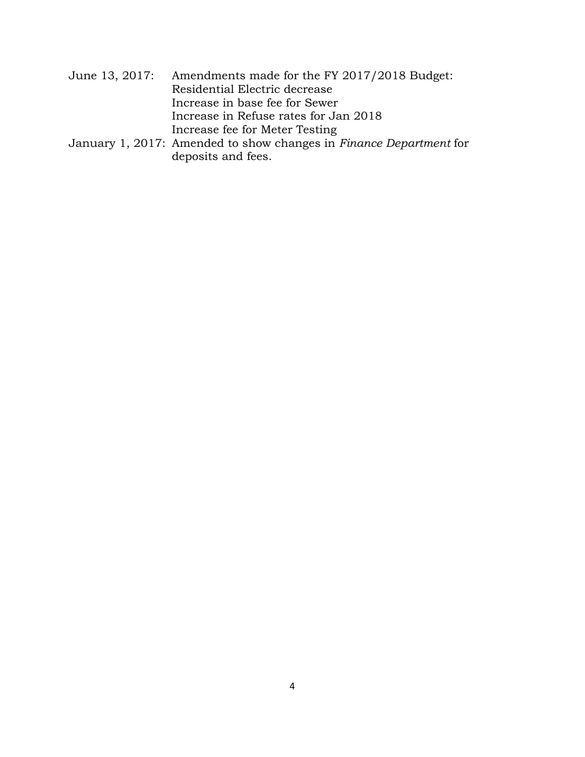June 13, 2017: Amendments made for the FY 2017/2018 Budget:
Residential Electric decrease
Increase in base fee for Sewer
Increase in Refuse rates for Jan 2018
Increase fee for Meter Testing

January 1, 2017: Amended to show changes in *Finance Department* for deposits and fees.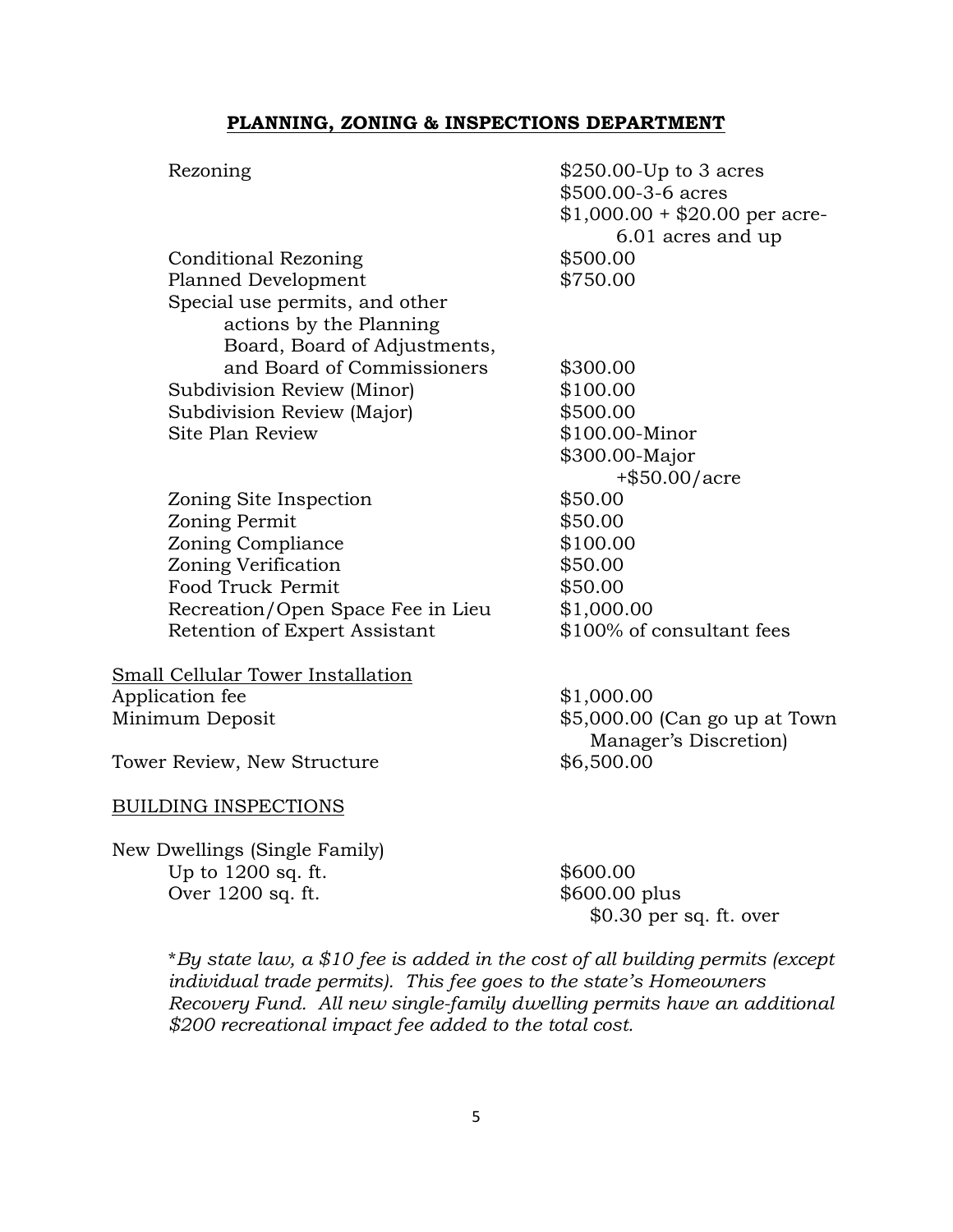## **PLANNING, ZONING & INSPECTIONS DEPARTMENT**

| | |
|---|---|
| Rezoning | \$250.00-Up to 3 acres<br>\$500.00-3-6 acres<br>\$1,000.00 + \$20.00 per acre-6.01 acres and up |
| Conditional Rezoning | \$500.00 |
| Planned Development | \$750.00 |
| Special use permits, and other actions by the Planning Board, Board of Adjustments, and Board of Commissioners | \$300.00 |
| Subdivision Review (Minor) | \$100.00 |
| Subdivision Review (Major) | \$500.00 |
| Site Plan Review | \$100.00-Minor<br>\$300.00-Major +\$50.00/acre |
| Zoning Site Inspection | \$50.00 |
| Zoning Permit | \$50.00 |
| Zoning Compliance | \$100.00 |
| Zoning Verification | \$50.00 |
| Food Truck Permit | \$50.00 |
| Recreation/Open Space Fee in Lieu | \$1,000.00 |
| Retention of Expert Assistant | \$100% of consultant fees |

<u>Small Cellular Tower Installation</u>

| | |
|---|---|
| Application fee | \$1,000.00 |
| Minimum Deposit | \$5,000.00 (Can go up at Town Manager's Discretion) |
| Tower Review, New Structure | \$6,500.00 |

<u>BUILDING INSPECTIONS</u>

New Dwellings (Single Family)

| | |
|---|---|
| Up to 1200 sq. ft. | \$600.00 |
| Over 1200 sq. ft. | \$600.00 plus \$0.30 per sq. ft. over |

*\*By state law, a \$10 fee is added in the cost of all building permits (except individual trade permits). This fee goes to the state's Homeowners Recovery Fund. All new single-family dwelling permits have an additional \$200 recreational impact fee added to the total cost.*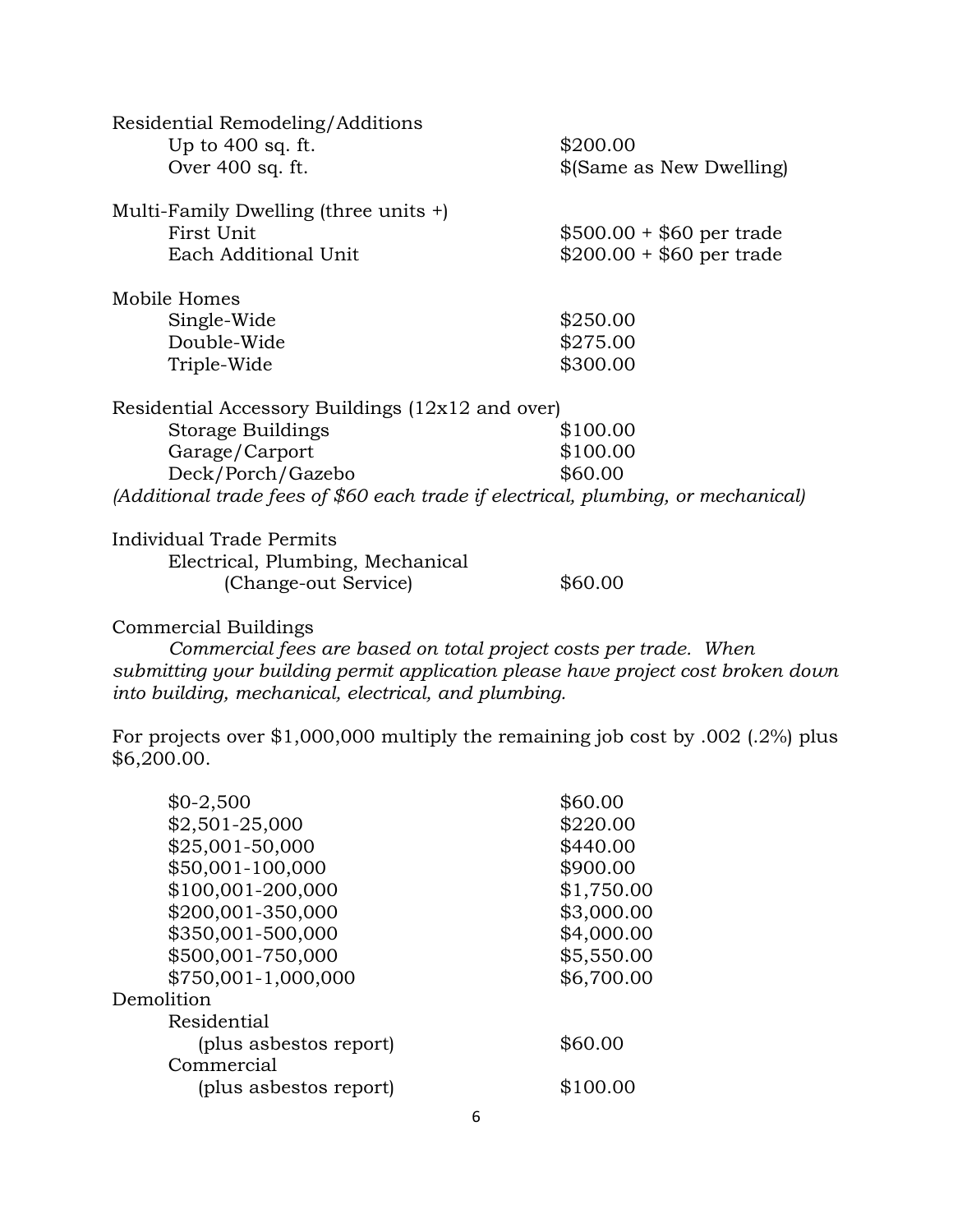Residential Remodeling/Additions

| | |
|---|---|
| Up to 400 sq. ft. | $200.00 |
| Over 400 sq. ft. | $(Same as New Dwelling) |

Multi-Family Dwelling (three units +)

| | |
|---|---|
| First Unit | $500.00 + $60 per trade |
| Each Additional Unit | $200.00 + $60 per trade |

Mobile Homes

| | |
|---|---|
| Single-Wide | $250.00 |
| Double-Wide | $275.00 |
| Triple-Wide | $300.00 |

Residential Accessory Buildings (12x12 and over)

| | |
|---|---|
| Storage Buildings | $100.00 |
| Garage/Carport | $100.00 |
| Deck/Porch/Gazebo | $60.00 |

*(Additional trade fees of $60 each trade if electrical, plumbing, or mechanical)*

Individual Trade Permits

| | |
|---|---|
| Electrical, Plumbing, Mechanical (Change-out Service) | $60.00 |

Commercial Buildings

*Commercial fees are based on total project costs per trade. When submitting your building permit application please have project cost broken down into building, mechanical, electrical, and plumbing.*

For projects over $1,000,000 multiply the remaining job cost by .002 (.2%) plus $6,200.00.

| | |
|---|---|
| $0-2,500 | $60.00 |
| $2,501-25,000 | $220.00 |
| $25,001-50,000 | $440.00 |
| $50,001-100,000 | $900.00 |
| $100,001-200,000 | $1,750.00 |
| $200,001-350,000 | $3,000.00 |
| $350,001-500,000 | $4,000.00 |
| $500,001-750,000 | $5,550.00 |
| $750,001-1,000,000 | $6,700.00 |

Demolition

| | |
|---|---|
| Residential (plus asbestos report) | $60.00 |
| Commercial (plus asbestos report) | $100.00 |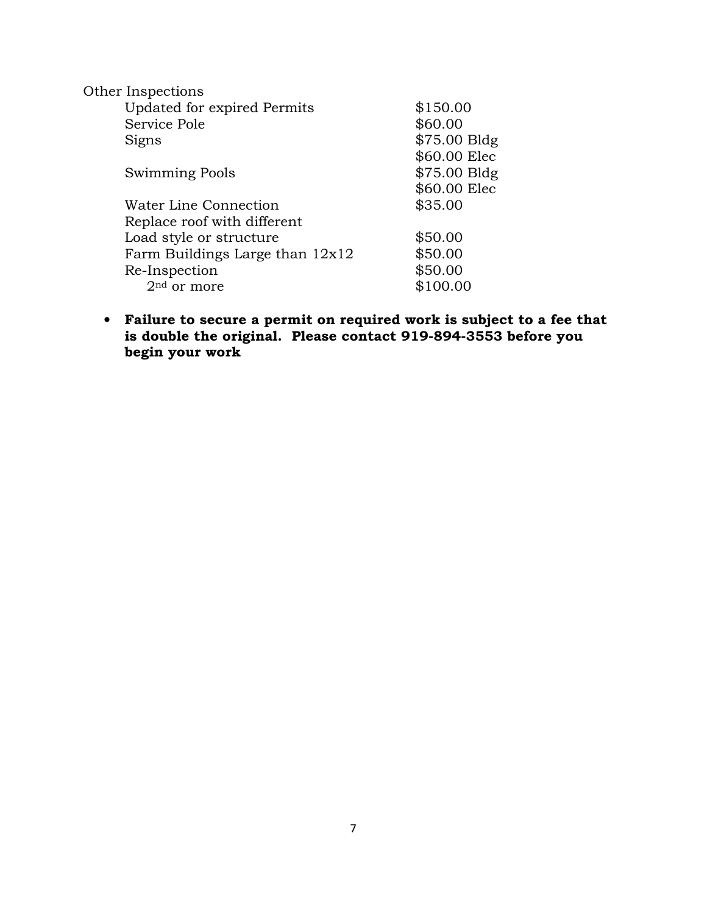Other Inspections

| | |
|---|---|
| Updated for expired Permits | $150.00 |
| Service Pole | $60.00 |
| Signs | $75.00 Bldg |
| | $60.00 Elec |
| Swimming Pools | $75.00 Bldg |
| | $60.00 Elec |
| Water Line Connection | $35.00 |
| Replace roof with different Load style or structure | $50.00 |
| Farm Buildings Large than 12x12 | $50.00 |
| Re-Inspection | $50.00 |
| 2nd or more | $100.00 |

- **Failure to secure a permit on required work is subject to a fee that is double the original. Please contact 919-894-3553 before you begin your work**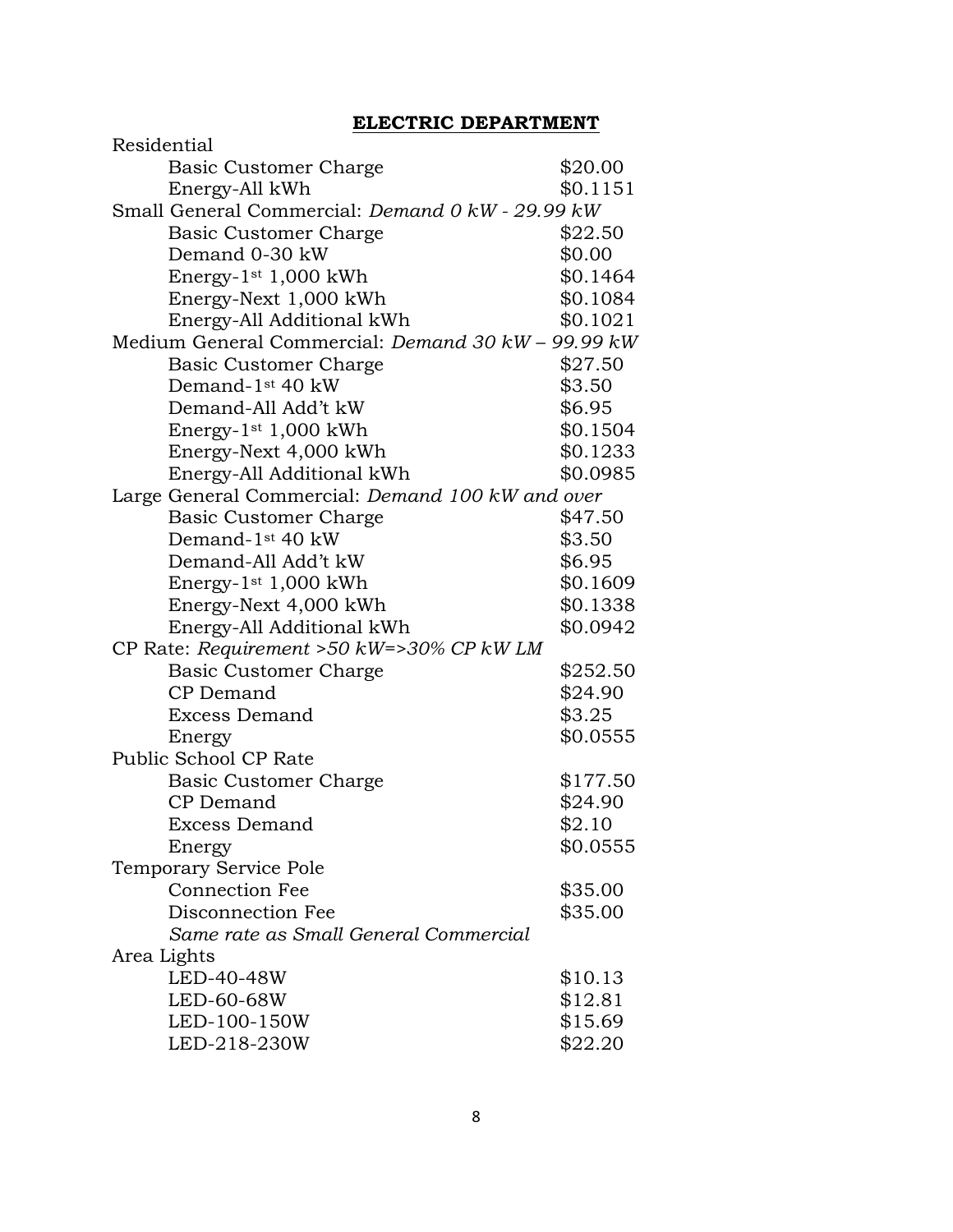## ELECTRIC DEPARTMENT

| | |
|---|---|
| Residential | |
| Basic Customer Charge | $20.00 |
| Energy-All kWh | $0.1151 |
| Small General Commercial: *Demand 0 kW - 29.99 kW* | |
| Basic Customer Charge | $22.50 |
| Demand 0-30 kW | $0.00 |
| Energy-1st 1,000 kWh | $0.1464 |
| Energy-Next 1,000 kWh | $0.1084 |
| Energy-All Additional kWh | $0.1021 |
| Medium General Commercial: *Demand 30 kW – 99.99 kW* | |
| Basic Customer Charge | $27.50 |
| Demand-1st 40 kW | $3.50 |
| Demand-All Add't kW | $6.95 |
| Energy-1st 1,000 kWh | $0.1504 |
| Energy-Next 4,000 kWh | $0.1233 |
| Energy-All Additional kWh | $0.0985 |
| Large General Commercial: *Demand 100 kW and over* | |
| Basic Customer Charge | $47.50 |
| Demand-1st 40 kW | $3.50 |
| Demand-All Add't kW | $6.95 |
| Energy-1st 1,000 kWh | $0.1609 |
| Energy-Next 4,000 kWh | $0.1338 |
| Energy-All Additional kWh | $0.0942 |
| CP Rate: *Requirement >50 kW=>30% CP kW LM* | |
| Basic Customer Charge | $252.50 |
| CP Demand | $24.90 |
| Excess Demand | $3.25 |
| Energy | $0.0555 |
| Public School CP Rate | |
| Basic Customer Charge | $177.50 |
| CP Demand | $24.90 |
| Excess Demand | $2.10 |
| Energy | $0.0555 |
| Temporary Service Pole | |
| Connection Fee | $35.00 |
| Disconnection Fee | $35.00 |
| *Same rate as Small General Commercial* | |
| Area Lights | |
| LED-40-48W | $10.13 |
| LED-60-68W | $12.81 |
| LED-100-150W | $15.69 |
| LED-218-230W | $22.20 |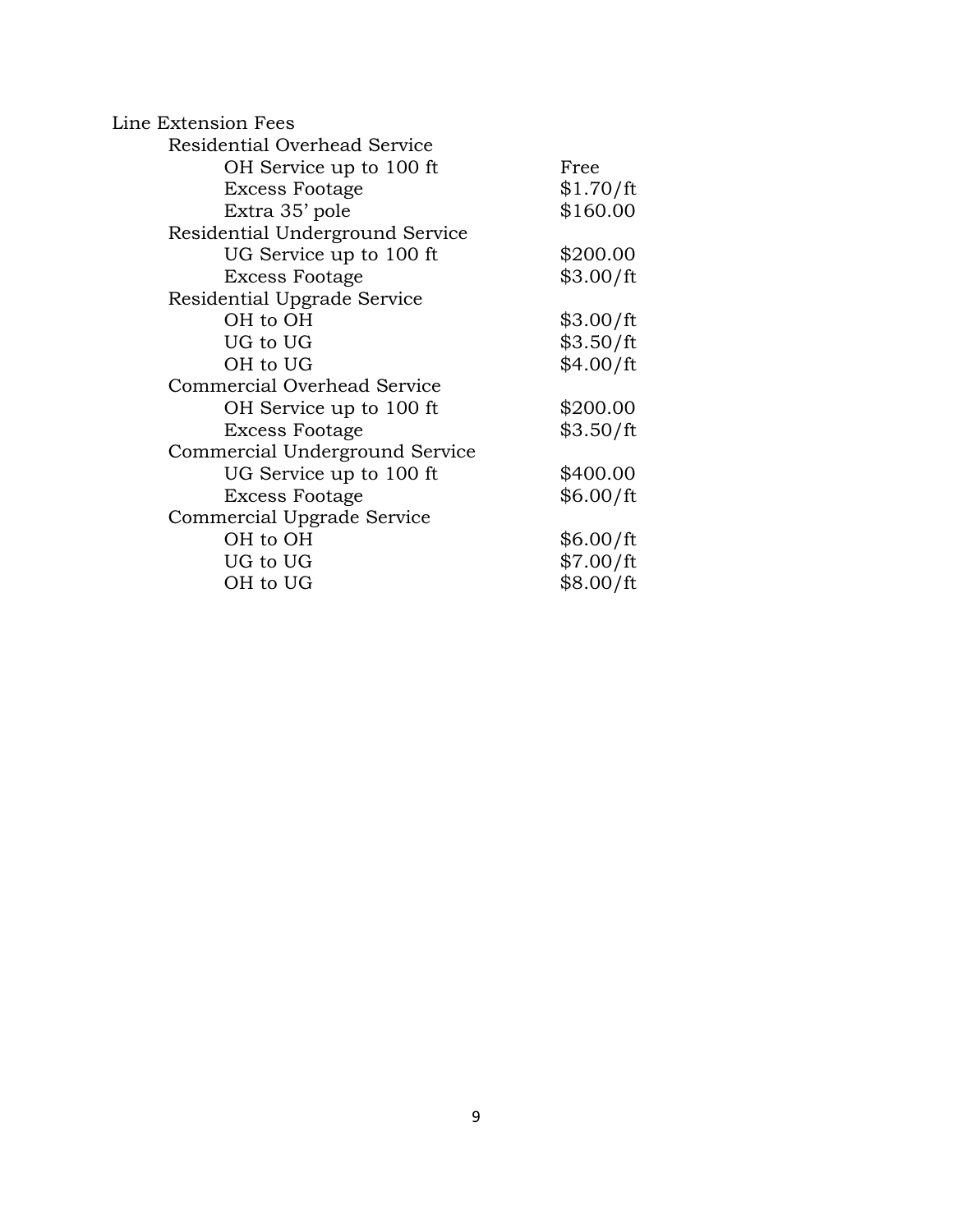Line Extension Fees

| Item | Fee |
| --- | --- |
| **Residential Overhead Service** | |
| OH Service up to 100 ft | Free |
| Excess Footage | $1.70/ft |
| Extra 35' pole | $160.00 |
| **Residential Underground Service** | |
| UG Service up to 100 ft | $200.00 |
| Excess Footage | $3.00/ft |
| **Residential Upgrade Service** | |
| OH to OH | $3.00/ft |
| UG to UG | $3.50/ft |
| OH to UG | $4.00/ft |
| **Commercial Overhead Service** | |
| OH Service up to 100 ft | $200.00 |
| Excess Footage | $3.50/ft |
| **Commercial Underground Service** | |
| UG Service up to 100 ft | $400.00 |
| Excess Footage | $6.00/ft |
| **Commercial Upgrade Service** | |
| OH to OH | $6.00/ft |
| UG to UG | $7.00/ft |
| OH to UG | $8.00/ft |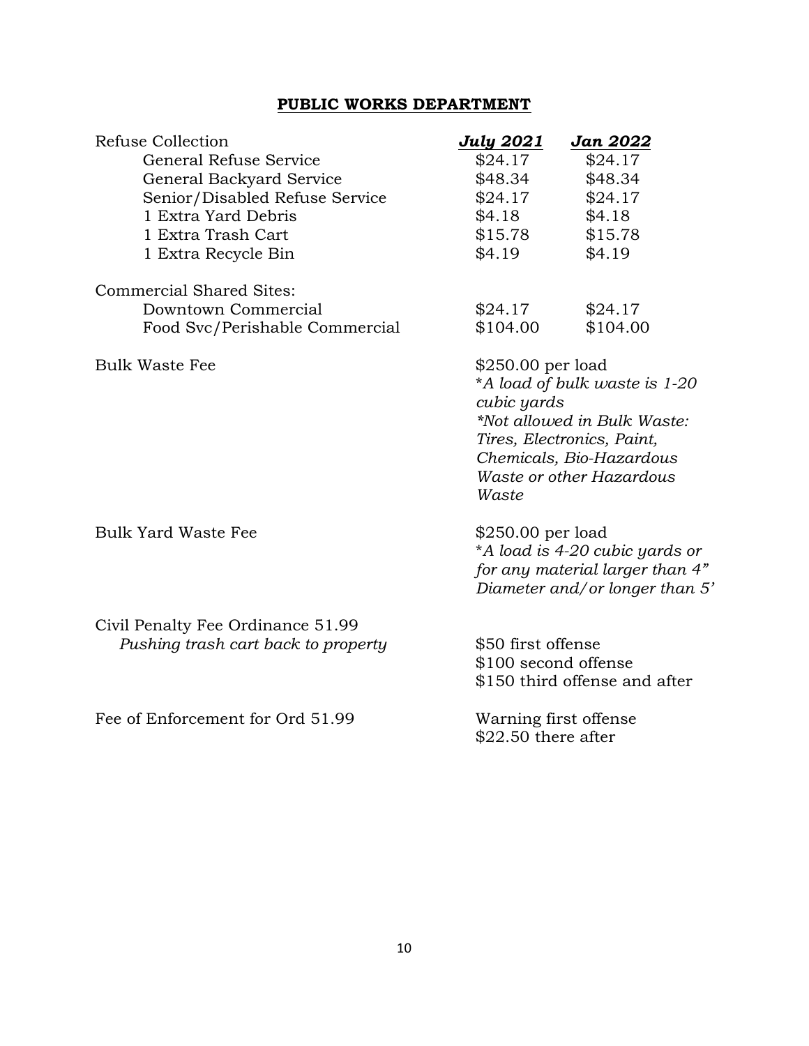## PUBLIC WORKS DEPARTMENT

| Refuse Collection | *July 2021* | *Jan 2022* |
|---|---|---|
| General Refuse Service | $24.17 | $24.17 |
| General Backyard Service | $48.34 | $48.34 |
| Senior/Disabled Refuse Service | $24.17 | $24.17 |
| 1 Extra Yard Debris | $4.18 | $4.18 |
| 1 Extra Trash Cart | $15.78 | $15.78 |
| 1 Extra Recycle Bin | $4.19 | $4.19 |
| **Commercial Shared Sites:** | | |
| Downtown Commercial | $24.17 | $24.17 |
| Food Svc/Perishable Commercial | $104.00 | $104.00 |

Bulk Waste Fee — $250.00 per load
*A load of bulk waste is 1-20 cubic yards*
*Not allowed in Bulk Waste: Tires, Electronics, Paint, Chemicals, Bio-Hazardous Waste or other Hazardous Waste*

Bulk Yard Waste Fee — $250.00 per load
*A load is 4-20 cubic yards or for any material larger than 4" Diameter and/or longer than 5'*

Civil Penalty Fee Ordinance 51.99
*Pushing trash cart back to property*
- $50 first offense
- $100 second offense
- $150 third offense and after

Fee of Enforcement for Ord 51.99
- Warning first offense
- $22.50 there after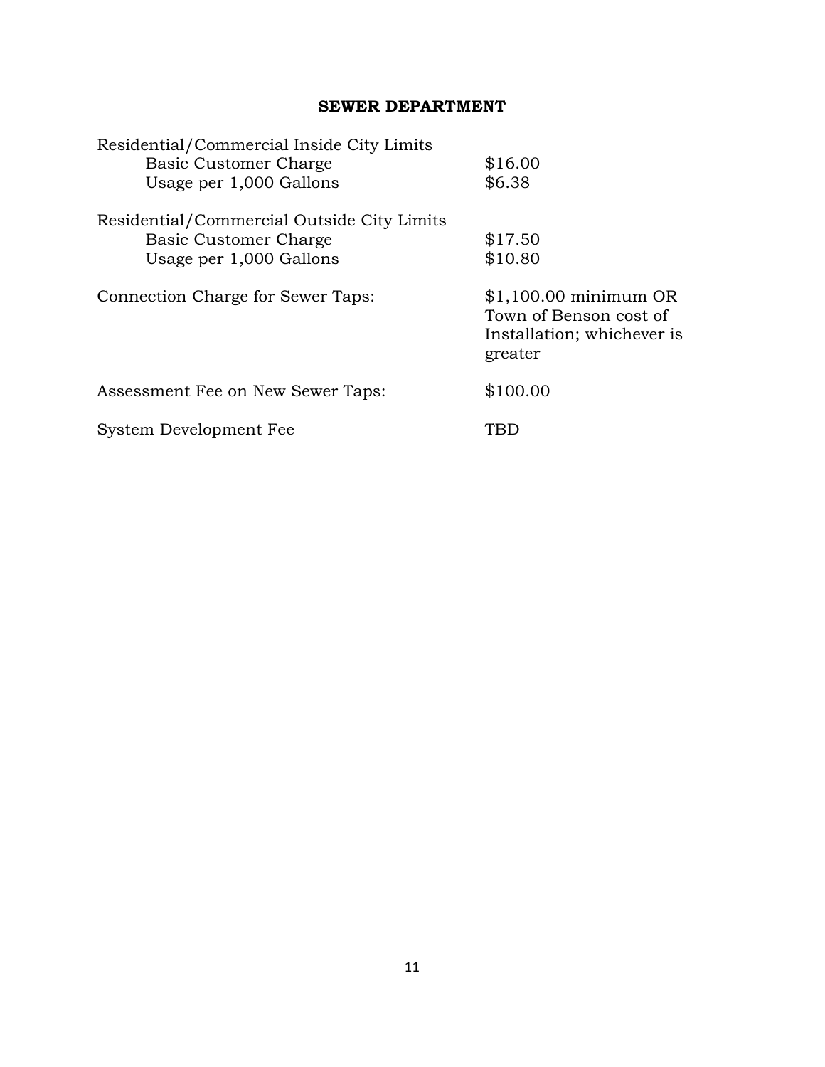## SEWER DEPARTMENT

| | |
|---|---|
| Residential/Commercial Inside City Limits | |
| Basic Customer Charge | \$16.00 |
| Usage per 1,000 Gallons | \$6.38 |
| Residential/Commercial Outside City Limits | |
| Basic Customer Charge | \$17.50 |
| Usage per 1,000 Gallons | \$10.80 |
| Connection Charge for Sewer Taps: | \$1,100.00 minimum OR Town of Benson cost of Installation; whichever is greater |
| Assessment Fee on New Sewer Taps: | \$100.00 |
| System Development Fee | TBD |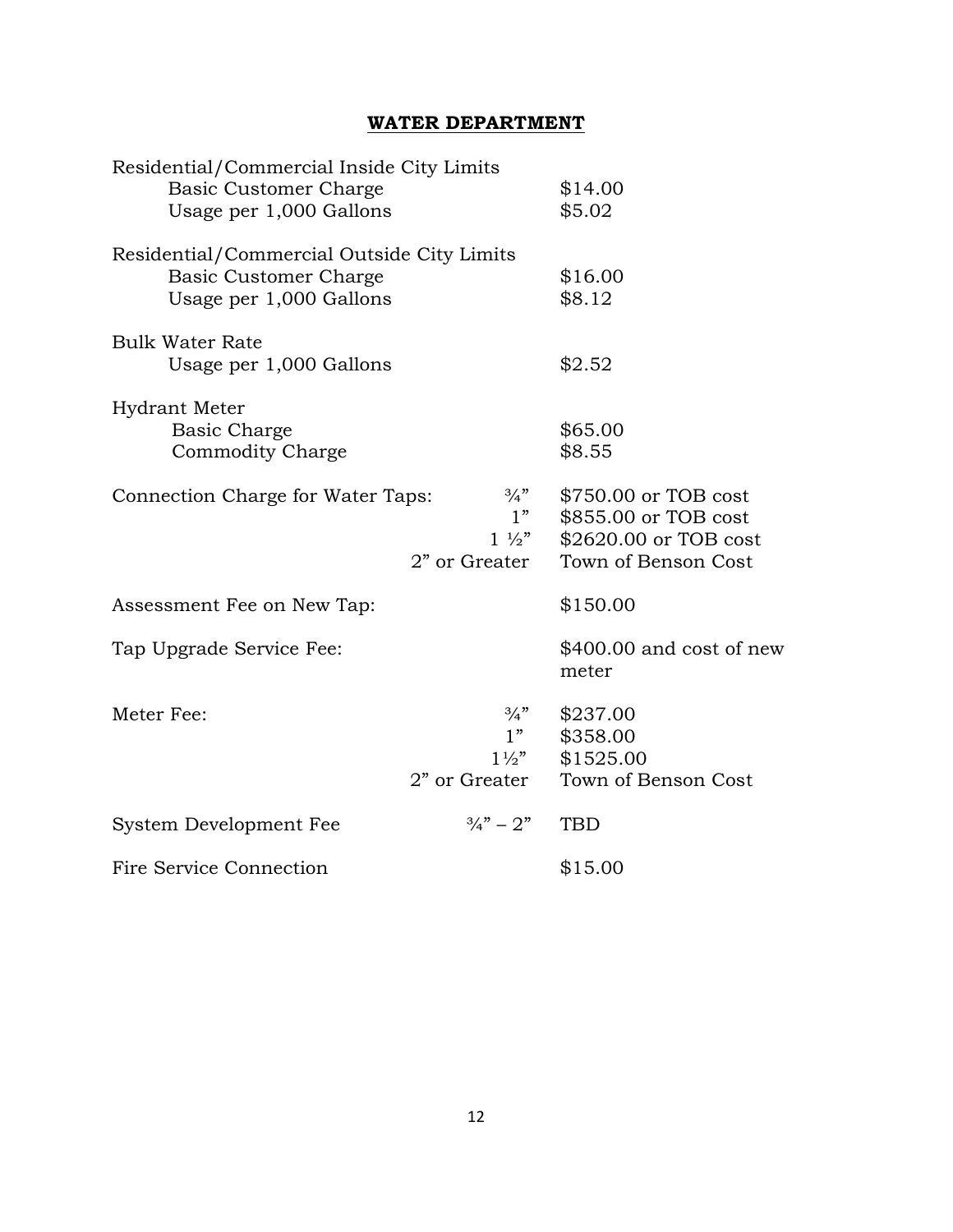## WATER DEPARTMENT

| | | |
|---|---|---|
| Residential/Commercial Inside City Limits | | |
| Basic Customer Charge | | \$14.00 |
| Usage per 1,000 Gallons | | \$5.02 |
| Residential/Commercial Outside City Limits | | |
| Basic Customer Charge | | \$16.00 |
| Usage per 1,000 Gallons | | \$8.12 |
| Bulk Water Rate | | |
| Usage per 1,000 Gallons | | \$2.52 |
| Hydrant Meter | | |
| Basic Charge | | \$65.00 |
| Commodity Charge | | \$8.55 |
| Connection Charge for Water Taps: | ¾” | \$750.00 or TOB cost |
| | 1” | \$855.00 or TOB cost |
| | 1 ½” | \$2620.00 or TOB cost |
| | 2” or Greater | Town of Benson Cost |
| Assessment Fee on New Tap: | | \$150.00 |
| Tap Upgrade Service Fee: | | \$400.00 and cost of new meter |
| Meter Fee: | ¾” | \$237.00 |
| | 1” | \$358.00 |
| | 1½” | \$1525.00 |
| | 2” or Greater | Town of Benson Cost |
| System Development Fee | ¾” – 2” | TBD |
| Fire Service Connection | | \$15.00 |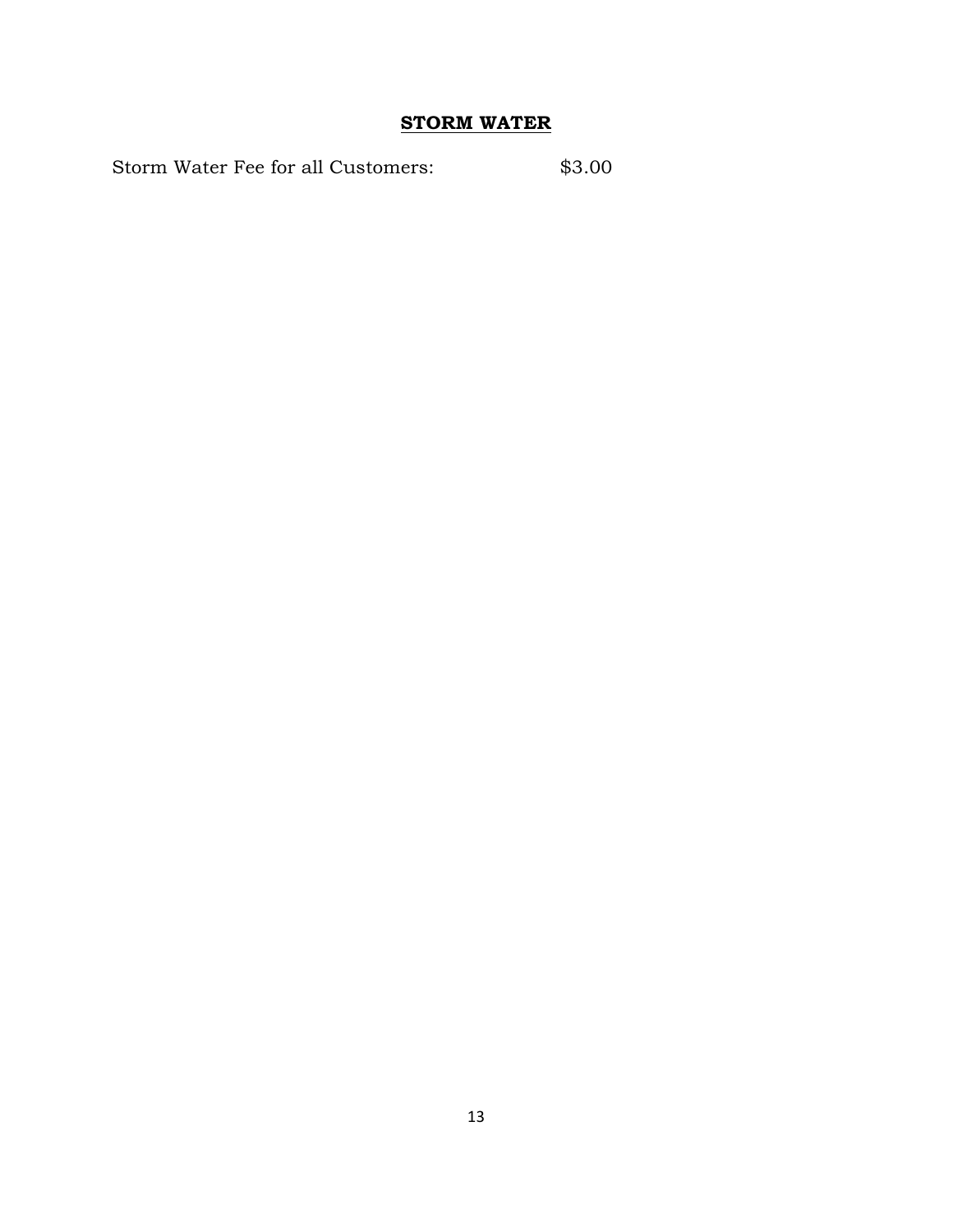## **STORM WATER**

Storm Water Fee for all Customers: $3.00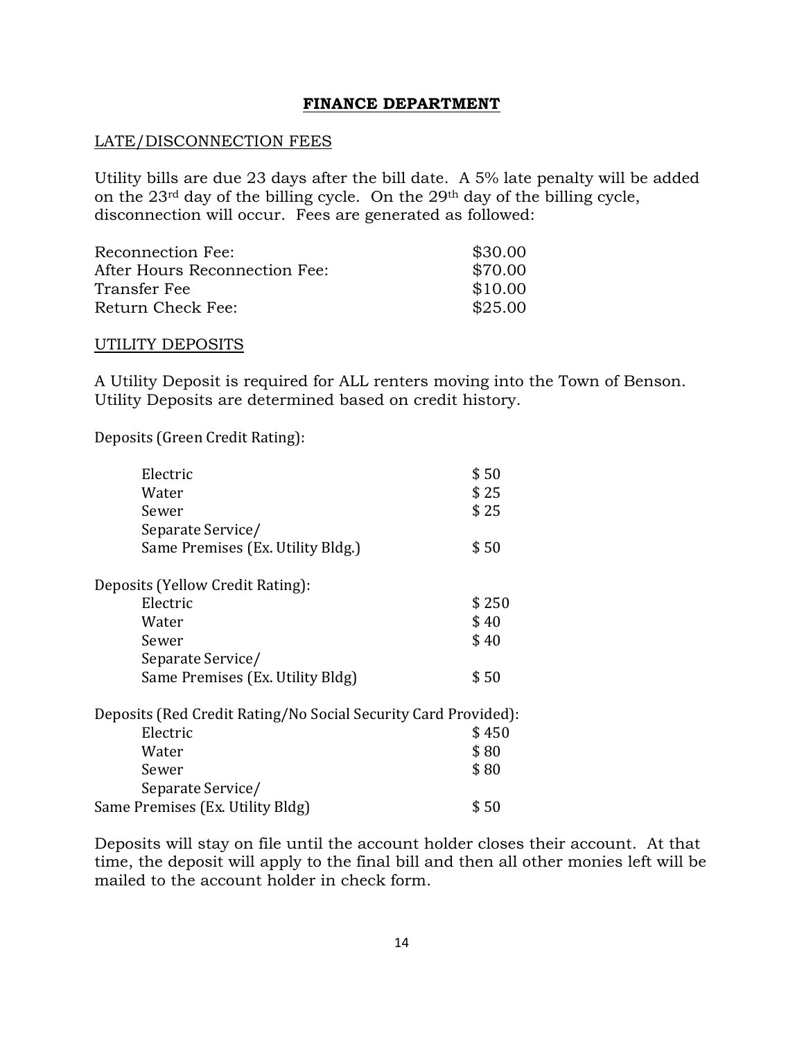## FINANCE DEPARTMENT

### LATE/DISCONNECTION FEES

Utility bills are due 23 days after the bill date. A 5% late penalty will be added on the 23rd day of the billing cycle. On the 29th day of the billing cycle, disconnection will occur. Fees are generated as followed:

| | |
|---|---|
| Reconnection Fee: | \$30.00 |
| After Hours Reconnection Fee: | \$70.00 |
| Transfer Fee | \$10.00 |
| Return Check Fee: | \$25.00 |

### UTILITY DEPOSITS

A Utility Deposit is required for ALL renters moving into the Town of Benson. Utility Deposits are determined based on credit history.

Deposits (Green Credit Rating):

| | |
|---|---|
| Electric | \$ 50 |
| Water | \$ 25 |
| Sewer | \$ 25 |
| Separate Service/ Same Premises (Ex. Utility Bldg.) | \$ 50 |

Deposits (Yellow Credit Rating):

| | |
|---|---|
| Electric | \$ 250 |
| Water | \$ 40 |
| Sewer | \$ 40 |
| Separate Service/ Same Premises (Ex. Utility Bldg) | \$ 50 |

Deposits (Red Credit Rating/No Social Security Card Provided):

| | |
|---|---|
| Electric | \$ 450 |
| Water | \$ 80 |
| Sewer | \$ 80 |
| Separate Service/ Same Premises (Ex. Utility Bldg) | \$ 50 |

Deposits will stay on file until the account holder closes their account. At that time, the deposit will apply to the final bill and then all other monies left will be mailed to the account holder in check form.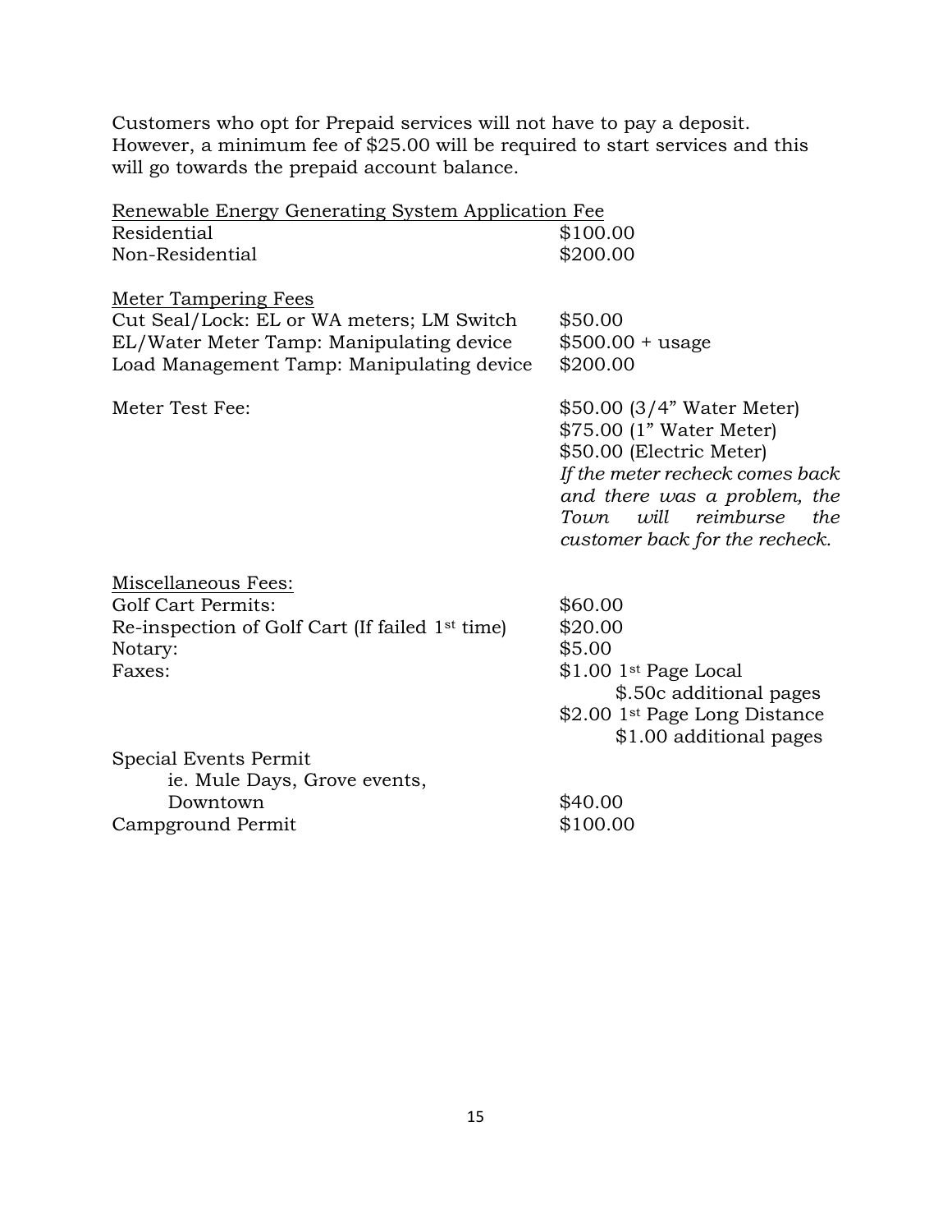Customers who opt for Prepaid services will not have to pay a deposit. However, a minimum fee of $25.00 will be required to start services and this will go towards the prepaid account balance.

| Renewable Energy Generating System Application Fee | |
|---|---|
| Residential | $100.00 |
| Non-Residential | $200.00 |

| Meter Tampering Fees | |
|---|---|
| Cut Seal/Lock: EL or WA meters; LM Switch | $50.00 |
| EL/Water Meter Tamp: Manipulating device | $500.00 + usage |
| Load Management Tamp: Manipulating device | $200.00 |

| | |
|---|---|
| Meter Test Fee: | $50.00 (3/4" Water Meter)<br>$75.00 (1" Water Meter)<br>$50.00 (Electric Meter)<br>*If the meter recheck comes back and there was a problem, the Town will reimburse the customer back for the recheck.* |

| Miscellaneous Fees: | |
|---|---|
| Golf Cart Permits: | $60.00 |
| Re-inspection of Golf Cart (If failed 1st time) | $20.00 |
| Notary: | $5.00 |
| Faxes: | $1.00 1st Page Local<br>$.50c additional pages<br>$2.00 1st Page Long Distance<br>$1.00 additional pages |
| Special Events Permit<br>ie. Mule Days, Grove events, Downtown | $40.00 |
| Campground Permit | $100.00 |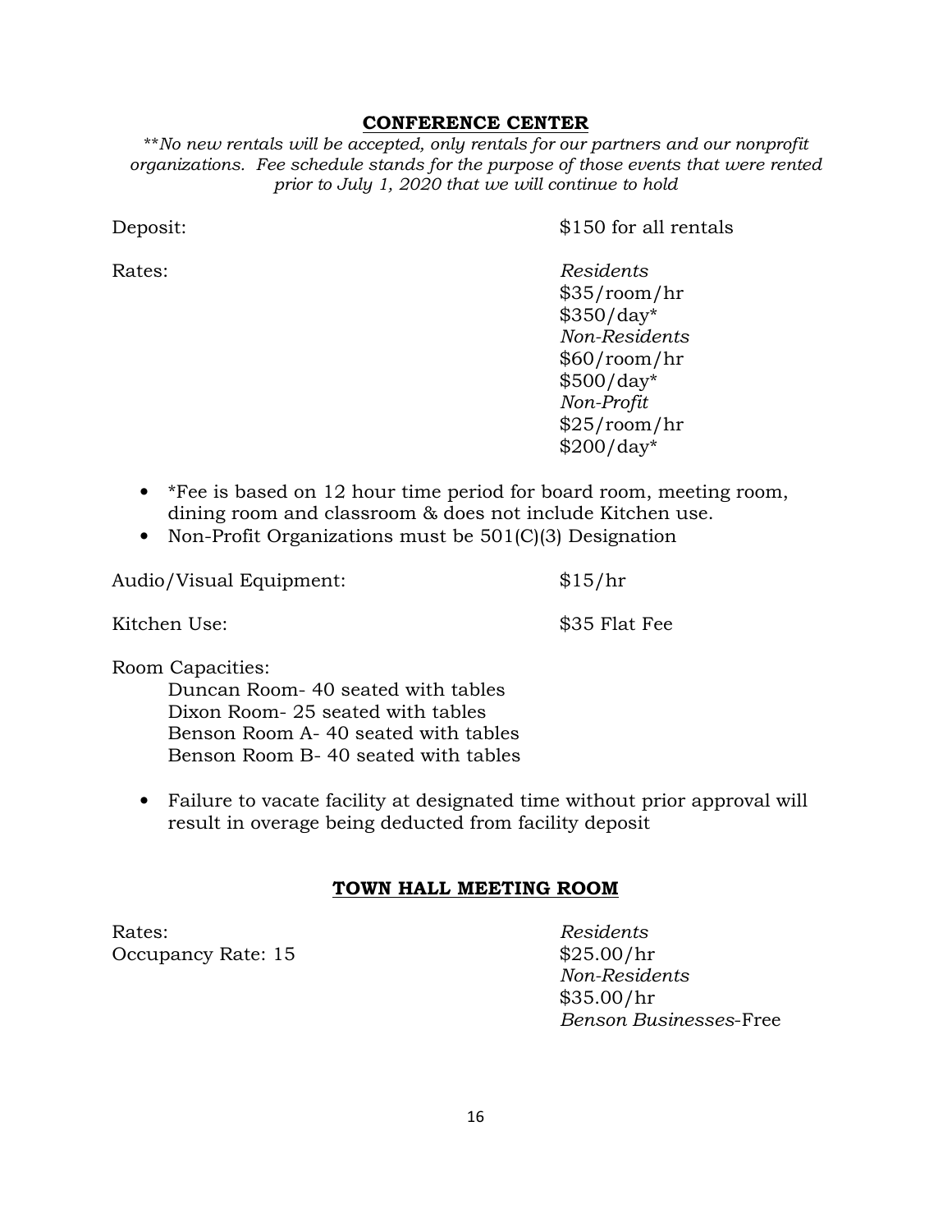## CONFERENCE CENTER

*\*\*No new rentals will be accepted, only rentals for our partners and our nonprofit organizations. Fee schedule stands for the purpose of those events that were rented prior to July 1, 2020 that we will continue to hold*

Deposit: $150 for all rentals

Rates:

*Residents*
$35/room/hr
$350/day*

*Non-Residents*
$60/room/hr
$500/day*

*Non-Profit*
$25/room/hr
$200/day*

- *Fee is based on 12 hour time period for board room, meeting room, dining room and classroom & does not include Kitchen use.
- Non-Profit Organizations must be 501(C)(3) Designation

Audio/Visual Equipment: $15/hr

Kitchen Use: $35 Flat Fee

Room Capacities:

Duncan Room- 40 seated with tables
Dixon Room- 25 seated with tables
Benson Room A- 40 seated with tables
Benson Room B- 40 seated with tables

- Failure to vacate facility at designated time without prior approval will result in overage being deducted from facility deposit

## TOWN HALL MEETING ROOM

Rates:
Occupancy Rate: 15

*Residents*
$25.00/hr

*Non-Residents*
$35.00/hr

*Benson Businesses*-Free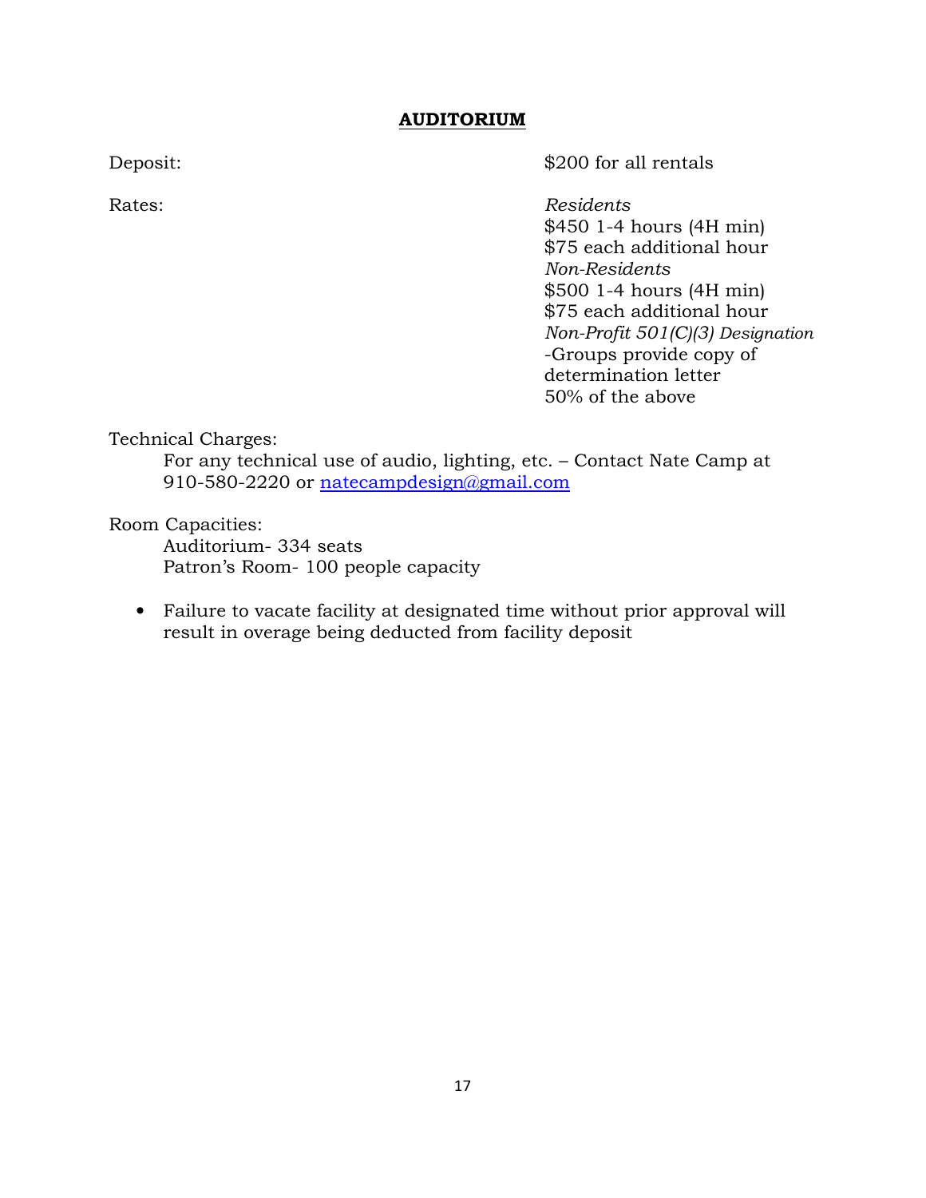## **AUDITORIUM**

Deposit: $200 for all rentals

Rates:

*Residents*
$450 1-4 hours (4H min)
$75 each additional hour

*Non-Residents*
$500 1-4 hours (4H min)
$75 each additional hour

*Non-Profit 501(C)(3) Designation*
-Groups provide copy of determination letter
50% of the above

Technical Charges:

For any technical use of audio, lighting, etc. – Contact Nate Camp at 910-580-2220 or natecampdesign@gmail.com

Room Capacities:

Auditorium- 334 seats
Patron's Room- 100 people capacity

- Failure to vacate facility at designated time without prior approval will result in overage being deducted from facility deposit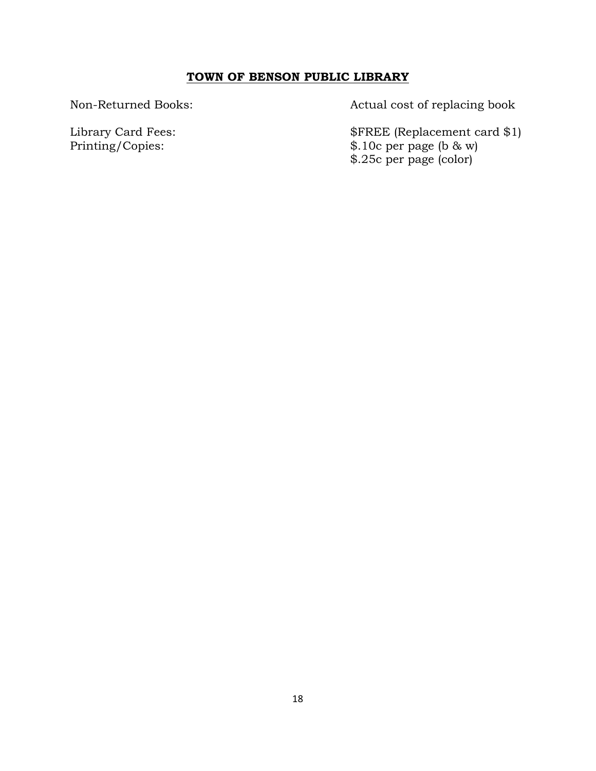**TOWN OF BENSON PUBLIC LIBRARY**

| | |
|---|---|
| Non-Returned Books: | Actual cost of replacing book |
| Library Card Fees: | $FREE (Replacement card $1) |
| Printing/Copies: | $.10c per page (b & w) |
| | $.25c per page (color) |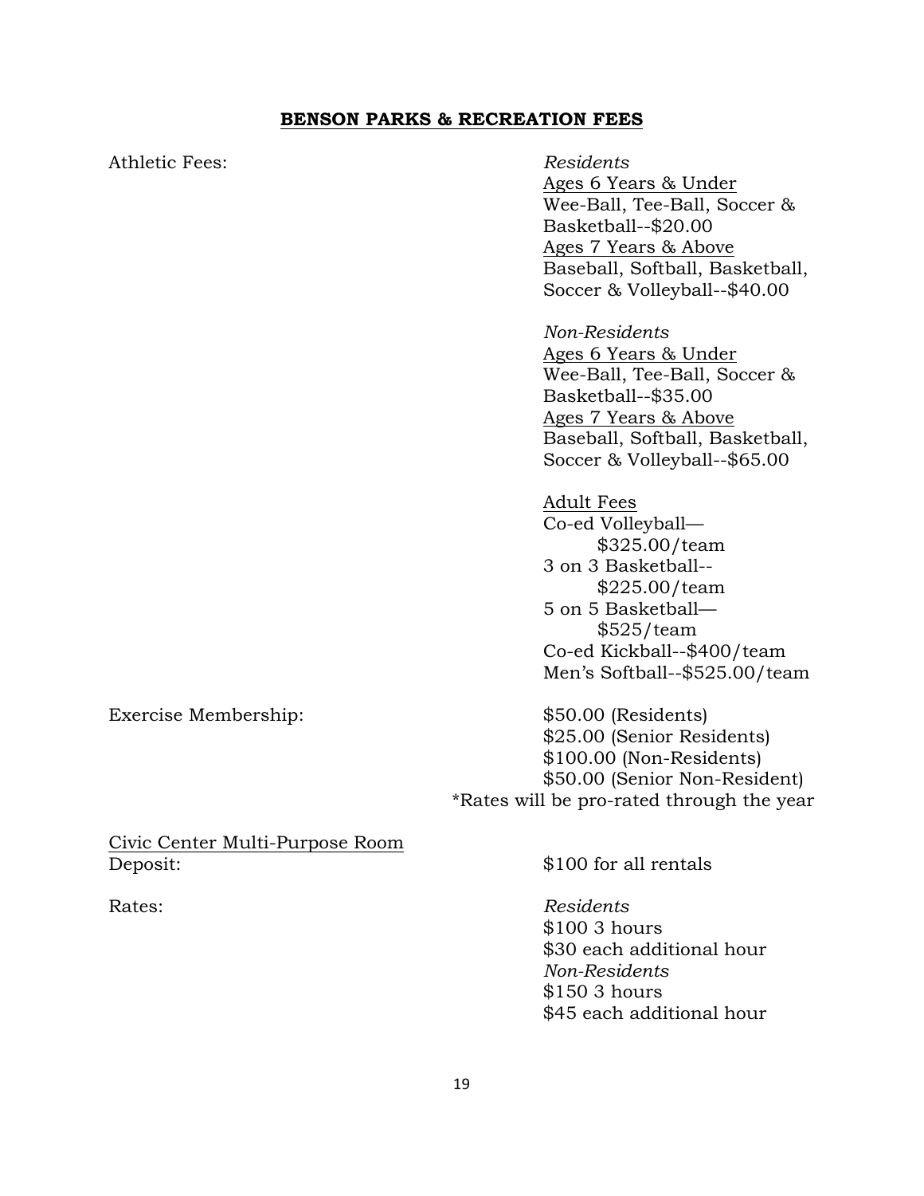## **BENSON PARKS & RECREATION FEES**

Athletic Fees:

*Residents*

Ages 6 Years & Under
Wee-Ball, Tee-Ball, Soccer & Basketball--$20.00

Ages 7 Years & Above
Baseball, Softball, Basketball, Soccer & Volleyball--$40.00

*Non-Residents*

Ages 6 Years & Under
Wee-Ball, Tee-Ball, Soccer & Basketball--$35.00

Ages 7 Years & Above
Baseball, Softball, Basketball, Soccer & Volleyball--$65.00

Adult Fees
Co-ed Volleyball—$325.00/team
3 on 3 Basketball--$225.00/team
5 on 5 Basketball—$525/team
Co-ed Kickball--$400/team
Men's Softball--$525.00/team

Exercise Membership:

$50.00 (Residents)
$25.00 (Senior Residents)
$100.00 (Non-Residents)
$50.00 (Senior Non-Resident)
*Rates will be pro-rated through the year

Civic Center Multi-Purpose Room

Deposit: $100 for all rentals

Rates:

*Residents*
$100 3 hours
$30 each additional hour

*Non-Residents*
$150 3 hours
$45 each additional hour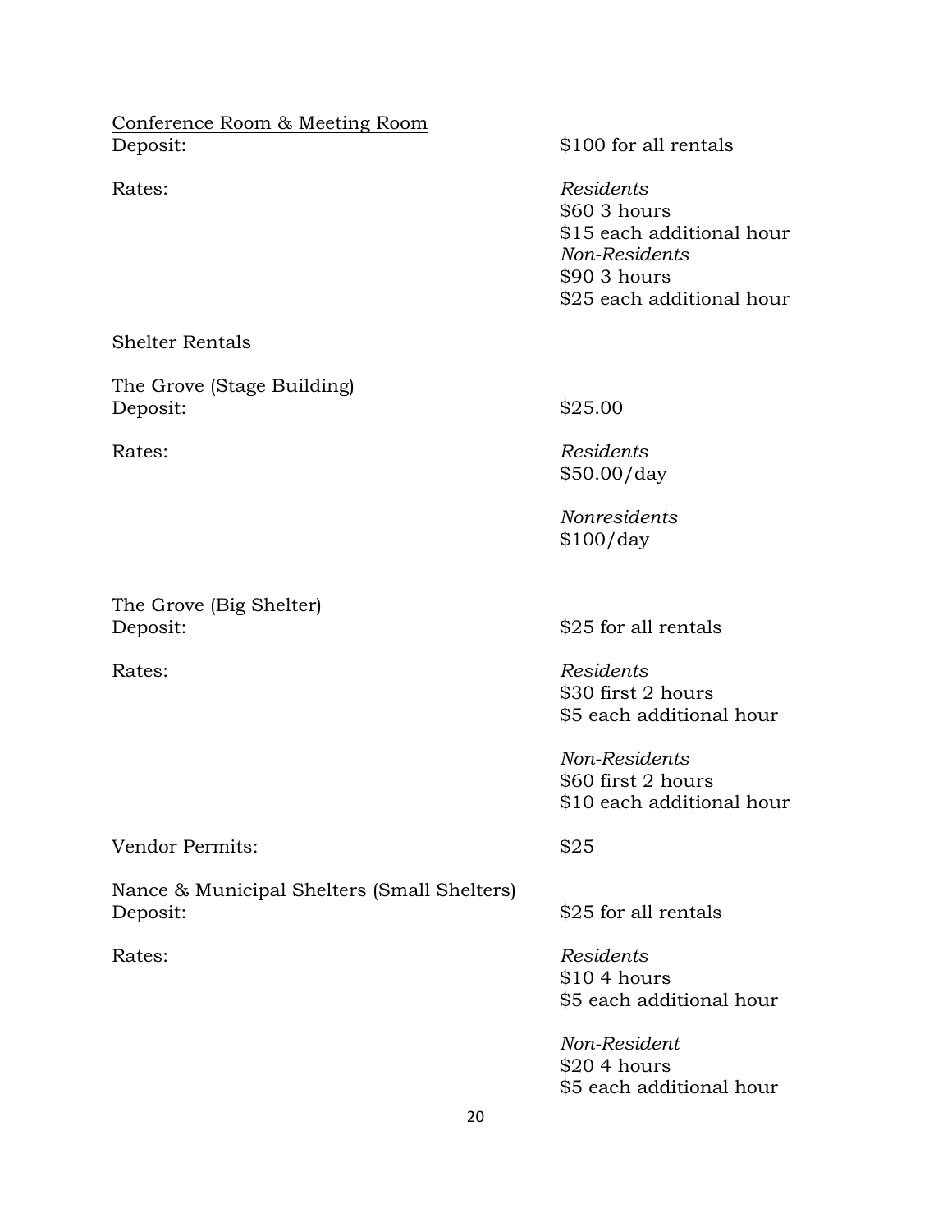<u>Conference Room & Meeting Room</u>

| | |
|---|---|
| Deposit: | $100 for all rentals |
| Rates: | *Residents*<br>$60 3 hours<br>$15 each additional hour<br>*Non-Residents*<br>$90 3 hours<br>$25 each additional hour |

<u>Shelter Rentals</u>

The Grove (Stage Building)

| | |
|---|---|
| Deposit: | $25.00 |
| Rates: | *Residents*<br>$50.00/day<br><br>*Nonresidents*<br>$100/day |

The Grove (Big Shelter)

| | |
|---|---|
| Deposit: | $25 for all rentals |
| Rates: | *Residents*<br>$30 first 2 hours<br>$5 each additional hour<br><br>*Non-Residents*<br>$60 first 2 hours<br>$10 each additional hour |
| Vendor Permits: | $25 |

Nance & Municipal Shelters (Small Shelters)

| | |
|---|---|
| Deposit: | $25 for all rentals |
| Rates: | *Residents*<br>$10 4 hours<br>$5 each additional hour<br><br>*Non-Resident*<br>$20 4 hours<br>$5 each additional hour |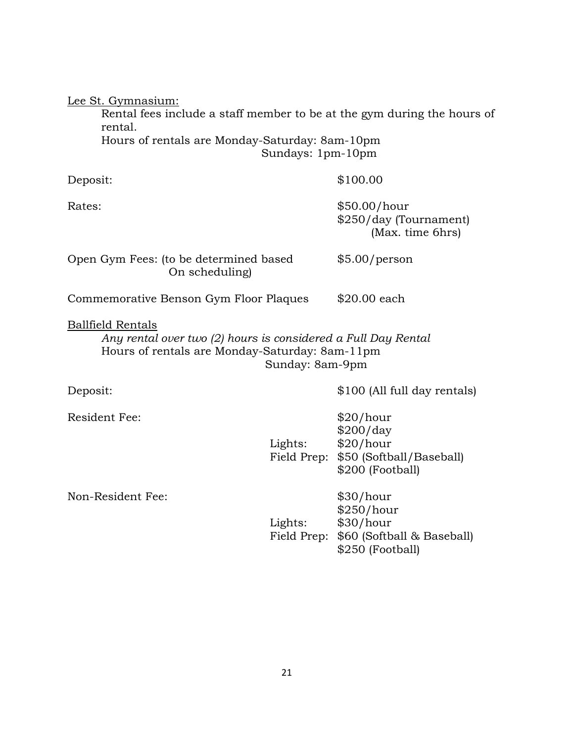Lee St. Gymnasium:

Rental fees include a staff member to be at the gym during the hours of rental.
Hours of rentals are Monday-Saturday: 8am-10pm
Sundays: 1pm-10pm

| | |
|---|---|
| Deposit: | $100.00 |
| Rates: | $50.00/hour<br>$250/day (Tournament)<br>(Max. time 6hrs) |
| Open Gym Fees: (to be determined based On scheduling) | $5.00/person |
| Commemorative Benson Gym Floor Plaques | $20.00 each |

Ballfield Rentals

*Any rental over two (2) hours is considered a Full Day Rental*
Hours of rentals are Monday-Saturday: 8am-11pm
Sunday: 8am-9pm

| | | |
|---|---|---|
| Deposit: | | $100 (All full day rentals) |
| Resident Fee: | | $20/hour<br>$200/day |
| | Lights: | $20/hour |
| | Field Prep: | $50 (Softball/Baseball)<br>$200 (Football) |
| Non-Resident Fee: | | $30/hour<br>$250/hour |
| | Lights: | $30/hour |
| | Field Prep: | $60 (Softball & Baseball)<br>$250 (Football) |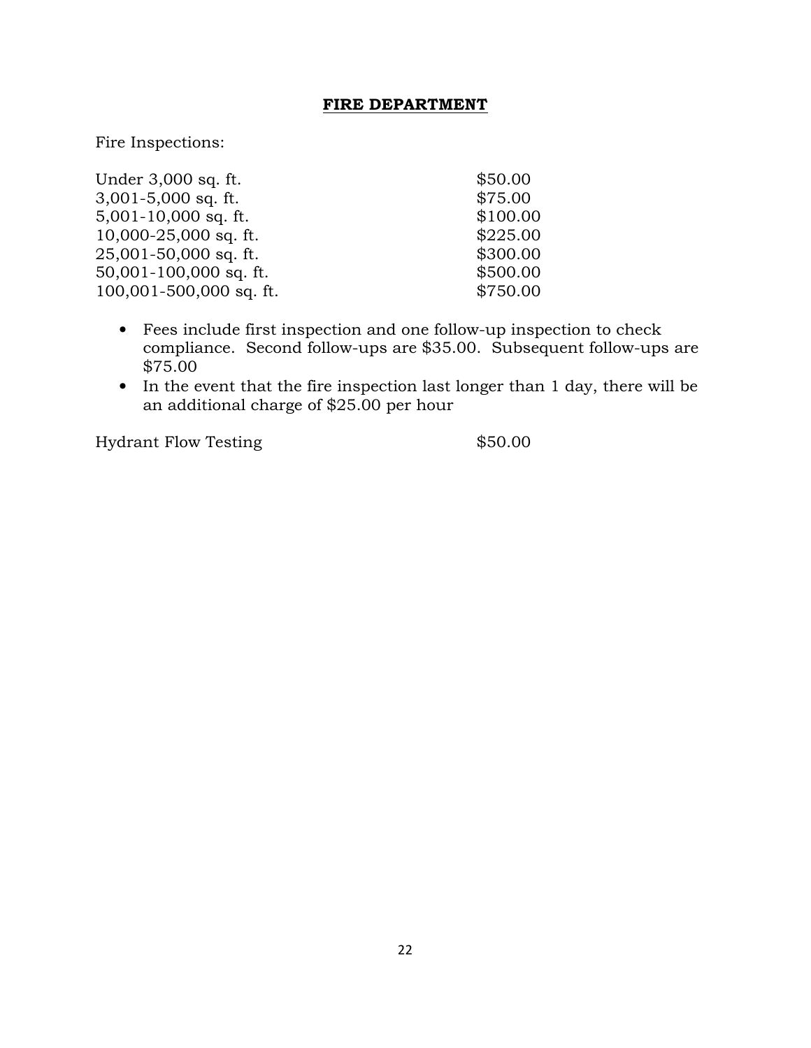# FIRE DEPARTMENT

Fire Inspections:

| | |
|---|---|
| Under 3,000 sq. ft. | $50.00 |
| 3,001-5,000 sq. ft. | $75.00 |
| 5,001-10,000 sq. ft. | $100.00 |
| 10,000-25,000 sq. ft. | $225.00 |
| 25,001-50,000 sq. ft. | $300.00 |
| 50,001-100,000 sq. ft. | $500.00 |
| 100,001-500,000 sq. ft. | $750.00 |

- Fees include first inspection and one follow-up inspection to check compliance. Second follow-ups are $35.00. Subsequent follow-ups are $75.00
- In the event that the fire inspection last longer than 1 day, there will be an additional charge of $25.00 per hour

Hydrant Flow Testing $50.00